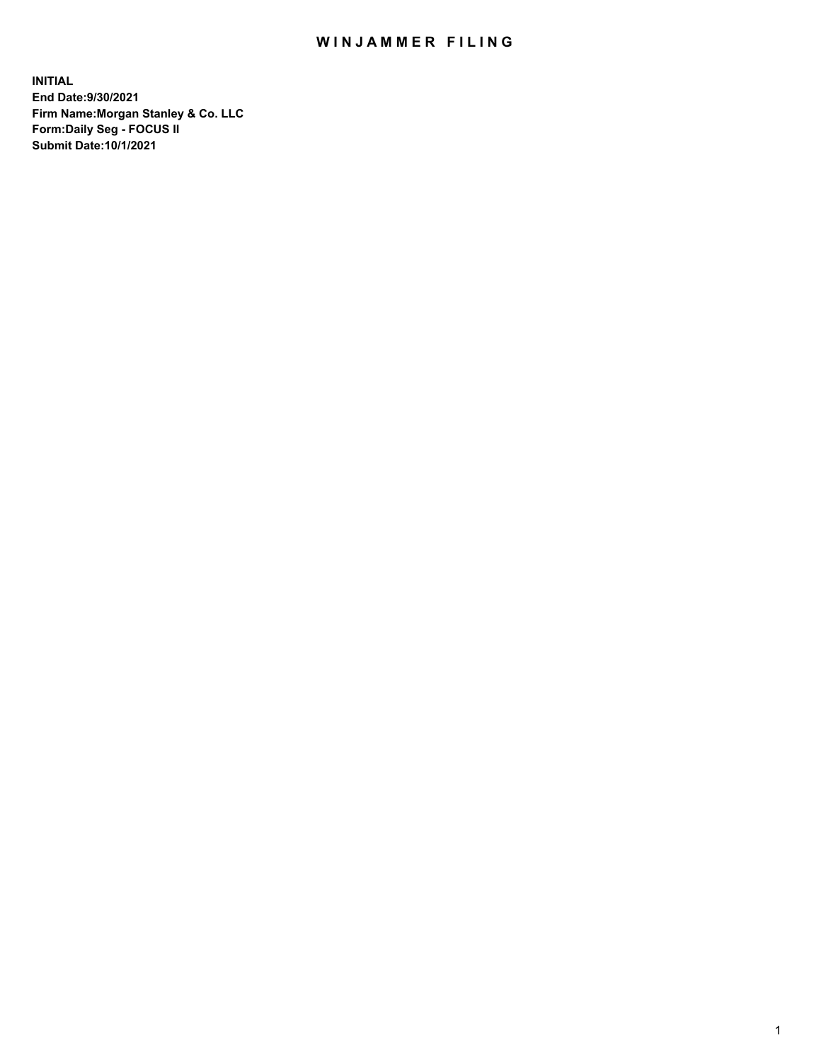# WINJAMMER FILING

**INITIAL**
**End Date:9/30/2021**
**Firm Name:Morgan Stanley & Co. LLC**
**Form:Daily Seg - FOCUS II**
**Submit Date:10/1/2021**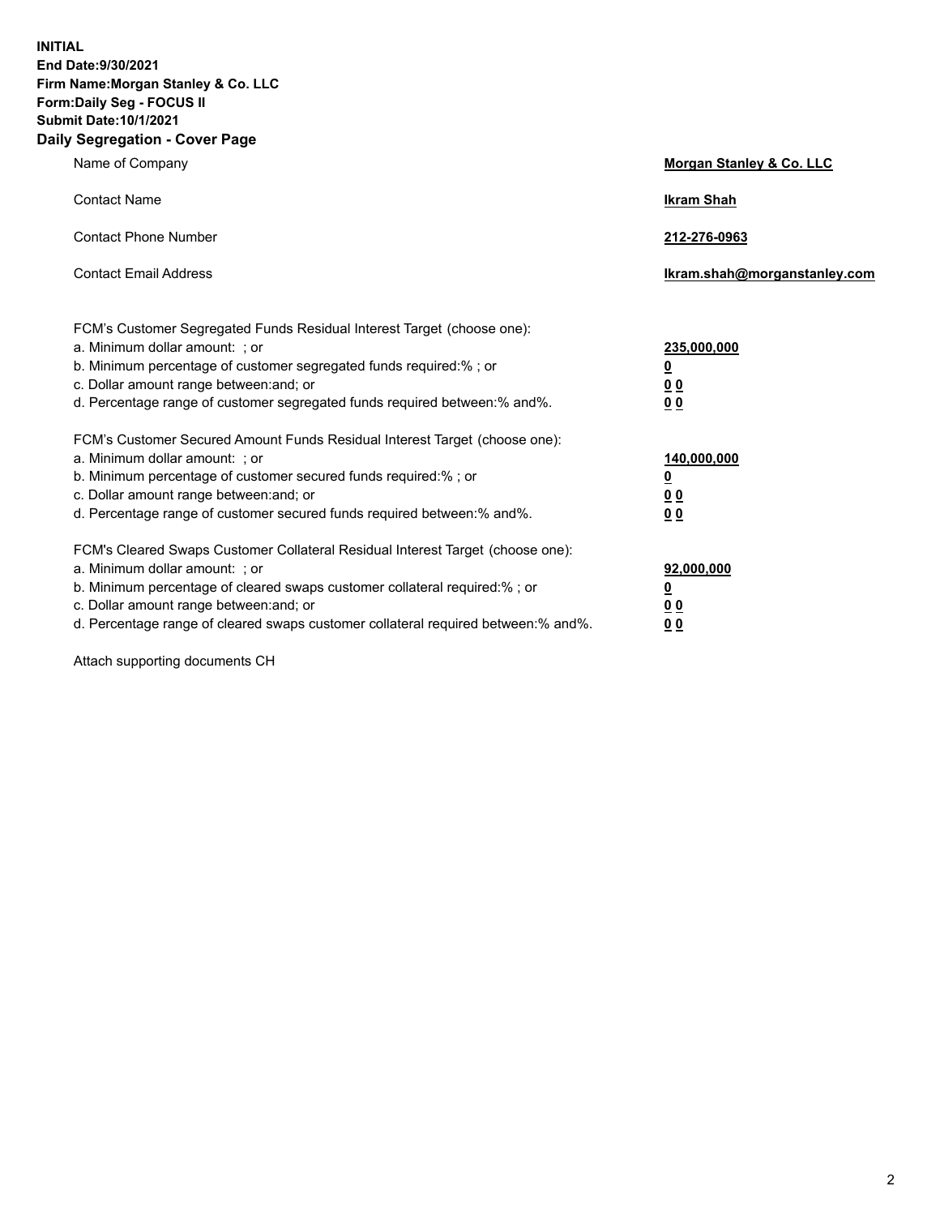**INITIAL**
**End Date:9/30/2021**
**Firm Name:Morgan Stanley & Co. LLC**
**Form:Daily Seg - FOCUS II**
**Submit Date:10/1/2021**

## Daily Segregation - Cover Page

| | |
|---|---|
| Name of Company | **Morgan Stanley & Co. LLC** |
| Contact Name | **Ikram Shah** |
| Contact Phone Number | **212-276-0963** |
| Contact Email Address | **Ikram.shah@morganstanley.com** |

| | |
|---|---|
| FCM's Customer Segregated Funds Residual Interest Target (choose one): | |
| a. Minimum dollar amount: ; or | **235,000,000** |
| b. Minimum percentage of customer segregated funds required:% ; or | **0** |
| c. Dollar amount range between:and; or | **0 0** |
| d. Percentage range of customer segregated funds required between:% and%. | **0 0** |
| FCM's Customer Secured Amount Funds Residual Interest Target (choose one): | |
| a. Minimum dollar amount: ; or | **140,000,000** |
| b. Minimum percentage of customer secured funds required:% ; or | **0** |
| c. Dollar amount range between:and; or | **0 0** |
| d. Percentage range of customer secured funds required between:% and%. | **0 0** |
| FCM's Cleared Swaps Customer Collateral Residual Interest Target (choose one): | |
| a. Minimum dollar amount: ; or | **92,000,000** |
| b. Minimum percentage of cleared swaps customer collateral required:% ; or | **0** |
| c. Dollar amount range between:and; or | **0 0** |
| d. Percentage range of cleared swaps customer collateral required between:% and%. | **0 0** |

Attach supporting documents CH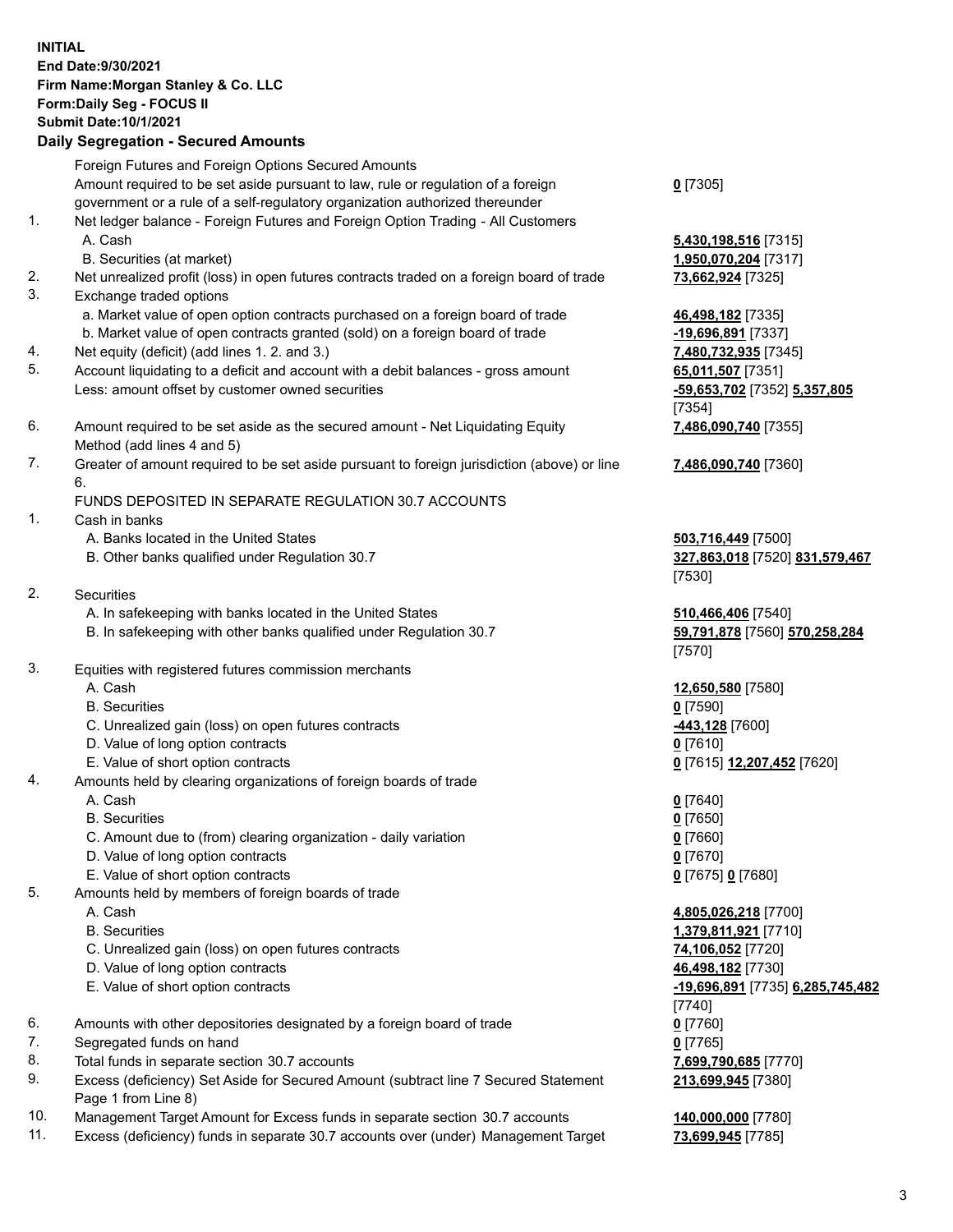**INITIAL**
**End Date:9/30/2021**
**Firm Name:Morgan Stanley & Co. LLC**
**Form:Daily Seg - FOCUS II**
**Submit Date:10/1/2021**

## Daily Segregation - Secured Amounts

| | | |
|---|---|---|
| | Foreign Futures and Foreign Options Secured Amounts | |
| | Amount required to be set aside pursuant to law, rule or regulation of a foreign government or a rule of a self-regulatory organization authorized thereunder | **0** [7305] |
| 1. | Net ledger balance - Foreign Futures and Foreign Option Trading - All Customers | |
| | A. Cash | **5,430,198,516** [7315] |
| | B. Securities (at market) | **1,950,070,204** [7317] |
| 2. | Net unrealized profit (loss) in open futures contracts traded on a foreign board of trade | **73,662,924** [7325] |
| 3. | Exchange traded options | |
| | a. Market value of open option contracts purchased on a foreign board of trade | **46,498,182** [7335] |
| | b. Market value of open contracts granted (sold) on a foreign board of trade | **-19,696,891** [7337] |
| 4. | Net equity (deficit) (add lines 1. 2. and 3.) | **7,480,732,935** [7345] |
| 5. | Account liquidating to a deficit and account with a debit balances - gross amount | **65,011,507** [7351] |
| | Less: amount offset by customer owned securities | **-59,653,702** [7352] **5,357,805** [7354] |
| 6. | Amount required to be set aside as the secured amount - Net Liquidating Equity Method (add lines 4 and 5) | **7,486,090,740** [7355] |
| 7. | Greater of amount required to be set aside pursuant to foreign jurisdiction (above) or line 6. | **7,486,090,740** [7360] |
| | FUNDS DEPOSITED IN SEPARATE REGULATION 30.7 ACCOUNTS | |
| 1. | Cash in banks | |
| | A. Banks located in the United States | **503,716,449** [7500] |
| | B. Other banks qualified under Regulation 30.7 | **327,863,018** [7520] **831,579,467** [7530] |
| 2. | Securities | |
| | A. In safekeeping with banks located in the United States | **510,466,406** [7540] |
| | B. In safekeeping with other banks qualified under Regulation 30.7 | **59,791,878** [7560] **570,258,284** [7570] |
| 3. | Equities with registered futures commission merchants | |
| | A. Cash | **12,650,580** [7580] |
| | B. Securities | **0** [7590] |
| | C. Unrealized gain (loss) on open futures contracts | **-443,128** [7600] |
| | D. Value of long option contracts | **0** [7610] |
| | E. Value of short option contracts | **0** [7615] **12,207,452** [7620] |
| 4. | Amounts held by clearing organizations of foreign boards of trade | |
| | A. Cash | **0** [7640] |
| | B. Securities | **0** [7650] |
| | C. Amount due to (from) clearing organization - daily variation | **0** [7660] |
| | D. Value of long option contracts | **0** [7670] |
| | E. Value of short option contracts | **0** [7675] **0** [7680] |
| 5. | Amounts held by members of foreign boards of trade | |
| | A. Cash | **4,805,026,218** [7700] |
| | B. Securities | **1,379,811,921** [7710] |
| | C. Unrealized gain (loss) on open futures contracts | **74,106,052** [7720] |
| | D. Value of long option contracts | **46,498,182** [7730] |
| | E. Value of short option contracts | **-19,696,891** [7735] **6,285,745,482** [7740] |
| 6. | Amounts with other depositories designated by a foreign board of trade | **0** [7760] |
| 7. | Segregated funds on hand | **0** [7765] |
| 8. | Total funds in separate section 30.7 accounts | **7,699,790,685** [7770] |
| 9. | Excess (deficiency) Set Aside for Secured Amount (subtract line 7 Secured Statement Page 1 from Line 8) | **213,699,945** [7380] |
| 10. | Management Target Amount for Excess funds in separate section 30.7 accounts | **140,000,000** [7780] |
| 11. | Excess (deficiency) funds in separate 30.7 accounts over (under) Management Target | **73,699,945** [7785] |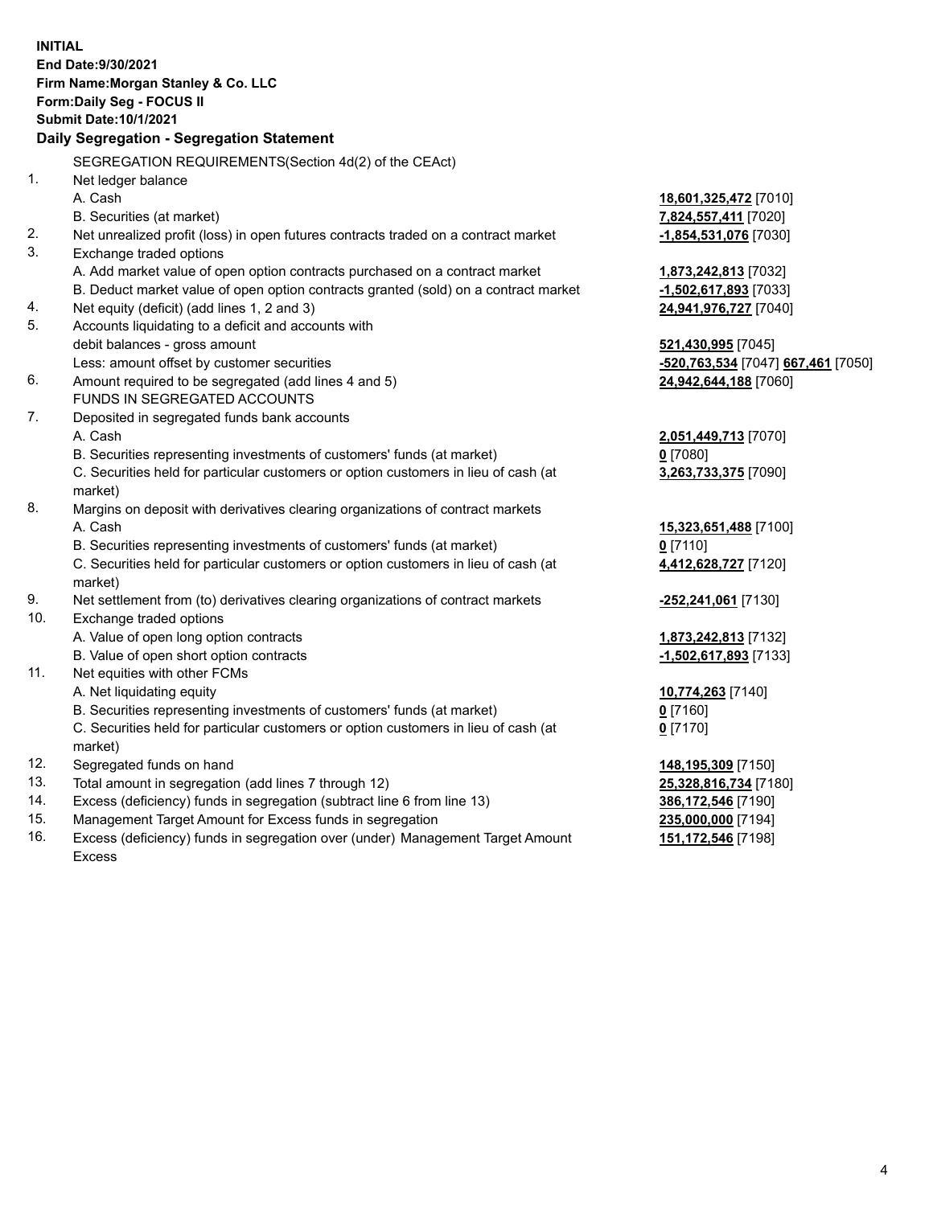**INITIAL**
**End Date:9/30/2021**
**Firm Name:Morgan Stanley & Co. LLC**
**Form:Daily Seg - FOCUS II**
**Submit Date:10/1/2021**

## Daily Segregation - Segregation Statement

SEGREGATION REQUIREMENTS(Section 4d(2) of the CEAct)

| | | |
|---|---|---|
| 1. | Net ledger balance | |
| | A. Cash | **18,601,325,472** [7010] |
| | B. Securities (at market) | **7,824,557,411** [7020] |
| 2. | Net unrealized profit (loss) in open futures contracts traded on a contract market | **-1,854,531,076** [7030] |
| 3. | Exchange traded options | |
| | A. Add market value of open option contracts purchased on a contract market | **1,873,242,813** [7032] |
| | B. Deduct market value of open option contracts granted (sold) on a contract market | **-1,502,617,893** [7033] |
| 4. | Net equity (deficit) (add lines 1, 2 and 3) | **24,941,976,727** [7040] |
| 5. | Accounts liquidating to a deficit and accounts with | |
| | debit balances - gross amount | **521,430,995** [7045] |
| | Less: amount offset by customer securities | **-520,763,534** [7047] **667,461** [7050] |
| 6. | Amount required to be segregated (add lines 4 and 5) | **24,942,644,188** [7060] |
| | FUNDS IN SEGREGATED ACCOUNTS | |
| 7. | Deposited in segregated funds bank accounts | |
| | A. Cash | **2,051,449,713** [7070] |
| | B. Securities representing investments of customers' funds (at market) | **0** [7080] |
| | C. Securities held for particular customers or option customers in lieu of cash (at market) | **3,263,733,375** [7090] |
| 8. | Margins on deposit with derivatives clearing organizations of contract markets | |
| | A. Cash | **15,323,651,488** [7100] |
| | B. Securities representing investments of customers' funds (at market) | **0** [7110] |
| | C. Securities held for particular customers or option customers in lieu of cash (at market) | **4,412,628,727** [7120] |
| 9. | Net settlement from (to) derivatives clearing organizations of contract markets | **-252,241,061** [7130] |
| 10. | Exchange traded options | |
| | A. Value of open long option contracts | **1,873,242,813** [7132] |
| | B. Value of open short option contracts | **-1,502,617,893** [7133] |
| 11. | Net equities with other FCMs | |
| | A. Net liquidating equity | **10,774,263** [7140] |
| | B. Securities representing investments of customers' funds (at market) | **0** [7160] |
| | C. Securities held for particular customers or option customers in lieu of cash (at market) | **0** [7170] |
| 12. | Segregated funds on hand | **148,195,309** [7150] |
| 13. | Total amount in segregation (add lines 7 through 12) | **25,328,816,734** [7180] |
| 14. | Excess (deficiency) funds in segregation (subtract line 6 from line 13) | **386,172,546** [7190] |
| 15. | Management Target Amount for Excess funds in segregation | **235,000,000** [7194] |
| 16. | Excess (deficiency) funds in segregation over (under) Management Target Amount Excess | **151,172,546** [7198] |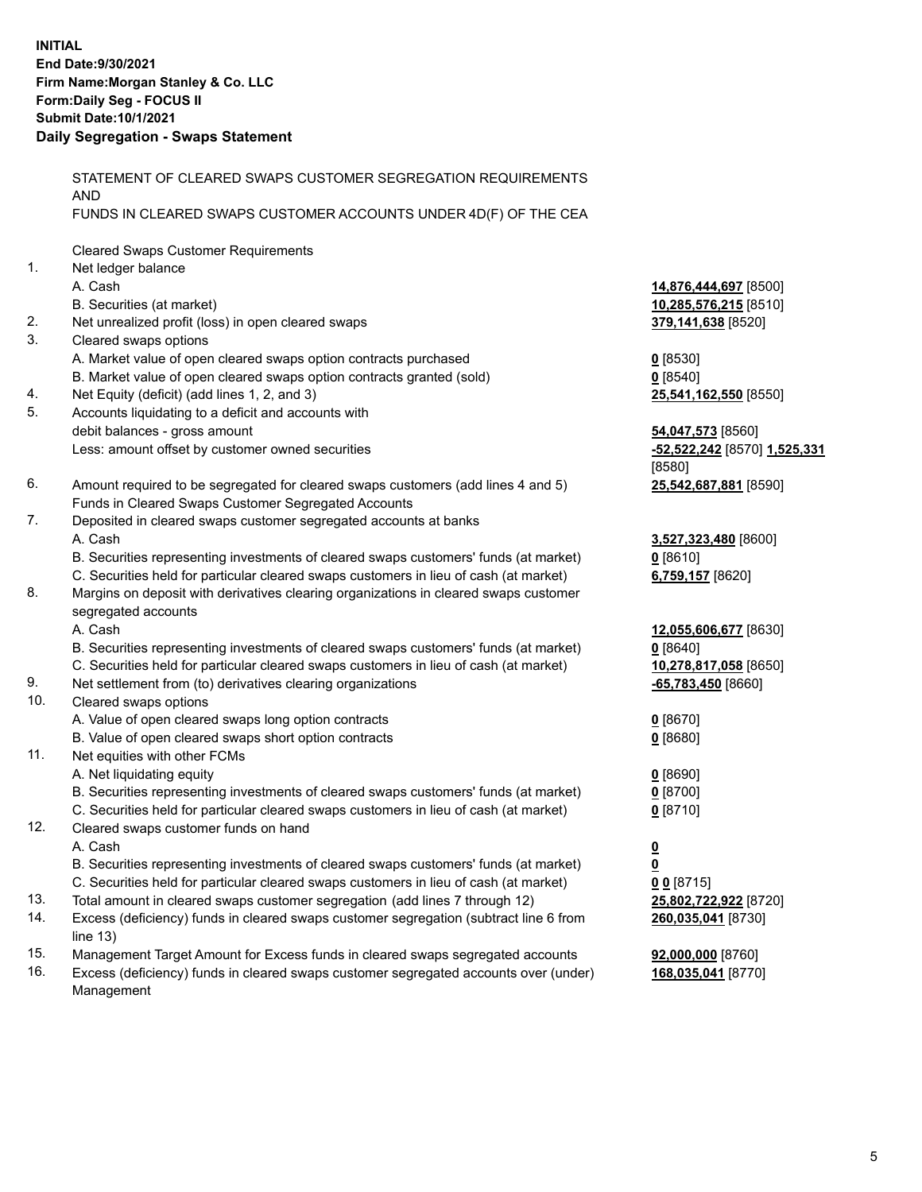**INITIAL**
**End Date:9/30/2021**
**Firm Name:Morgan Stanley & Co. LLC**
**Form:Daily Seg - FOCUS II**
**Submit Date:10/1/2021**
**Daily Segregation - Swaps Statement**

STATEMENT OF CLEARED SWAPS CUSTOMER SEGREGATION REQUIREMENTS AND
FUNDS IN CLEARED SWAPS CUSTOMER ACCOUNTS UNDER 4D(F) OF THE CEA

| | | |
|---|---|---|
| | Cleared Swaps Customer Requirements | |
| 1. | Net ledger balance | |
| | A. Cash | **14,876,444,697** [8500] |
| | B. Securities (at market) | **10,285,576,215** [8510] |
| 2. | Net unrealized profit (loss) in open cleared swaps | **379,141,638** [8520] |
| 3. | Cleared swaps options | |
| | A. Market value of open cleared swaps option contracts purchased | **0** [8530] |
| | B. Market value of open cleared swaps option contracts granted (sold) | **0** [8540] |
| 4. | Net Equity (deficit) (add lines 1, 2, and 3) | **25,541,162,550** [8550] |
| 5. | Accounts liquidating to a deficit and accounts with debit balances - gross amount | **54,047,573** [8560] |
| | Less: amount offset by customer owned securities | **-52,522,242** [8570] **1,525,331** [8580] |
| 6. | Amount required to be segregated for cleared swaps customers (add lines 4 and 5) | **25,542,687,881** [8590] |
| | Funds in Cleared Swaps Customer Segregated Accounts | |
| 7. | Deposited in cleared swaps customer segregated accounts at banks | |
| | A. Cash | **3,527,323,480** [8600] |
| | B. Securities representing investments of cleared swaps customers' funds (at market) | **0** [8610] |
| | C. Securities held for particular cleared swaps customers in lieu of cash (at market) | **6,759,157** [8620] |
| 8. | Margins on deposit with derivatives clearing organizations in cleared swaps customer segregated accounts | |
| | A. Cash | **12,055,606,677** [8630] |
| | B. Securities representing investments of cleared swaps customers' funds (at market) | **0** [8640] |
| | C. Securities held for particular cleared swaps customers in lieu of cash (at market) | **10,278,817,058** [8650] |
| 9. | Net settlement from (to) derivatives clearing organizations | **-65,783,450** [8660] |
| 10. | Cleared swaps options | |
| | A. Value of open cleared swaps long option contracts | **0** [8670] |
| | B. Value of open cleared swaps short option contracts | **0** [8680] |
| 11. | Net equities with other FCMs | |
| | A. Net liquidating equity | **0** [8690] |
| | B. Securities representing investments of cleared swaps customers' funds (at market) | **0** [8700] |
| | C. Securities held for particular cleared swaps customers in lieu of cash (at market) | **0** [8710] |
| 12. | Cleared swaps customer funds on hand | |
| | A. Cash | **0** |
| | B. Securities representing investments of cleared swaps customers' funds (at market) | **0** |
| | C. Securities held for particular cleared swaps customers in lieu of cash (at market) | **0** **0** [8715] |
| 13. | Total amount in cleared swaps customer segregation (add lines 7 through 12) | **25,802,722,922** [8720] |
| 14. | Excess (deficiency) funds in cleared swaps customer segregation (subtract line 6 from line 13) | **260,035,041** [8730] |
| 15. | Management Target Amount for Excess funds in cleared swaps segregated accounts | **92,000,000** [8760] |
| 16. | Excess (deficiency) funds in cleared swaps customer segregated accounts over (under) Management | **168,035,041** [8770] |